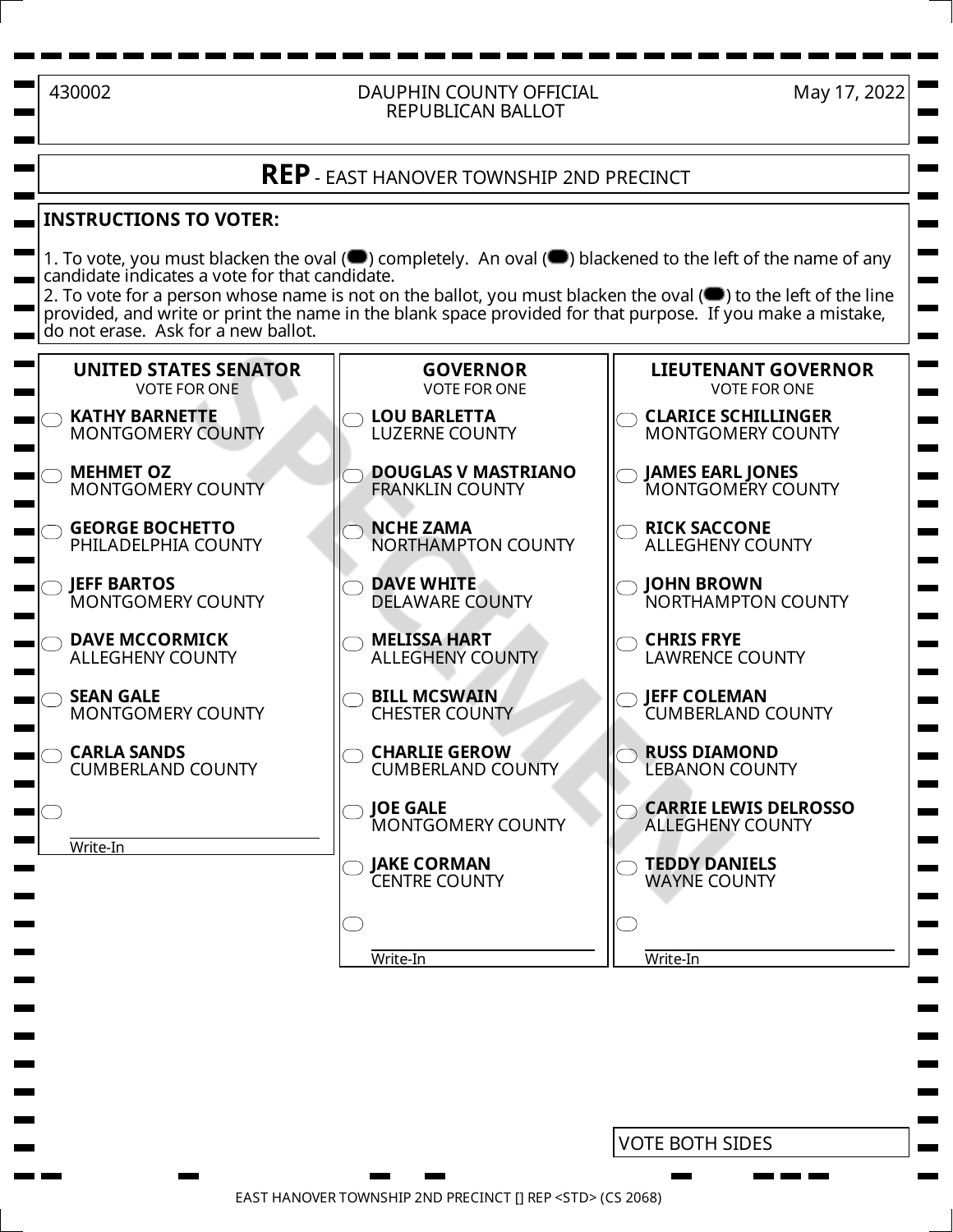430002

DAUPHIN COUNTY OFFICIAL
REPUBLICAN BALLOT

May 17, 2022

# REP - EAST HANOVER TOWNSHIP 2ND PRECINCT

**INSTRUCTIONS TO VOTER:**

1. To vote, you must blacken the oval (⬬) completely. An oval (⬬) blackened to the left of the name of any candidate indicates a vote for that candidate.
2. To vote for a person whose name is not on the ballot, you must blacken the oval (⬬) to the left of the line provided, and write or print the name in the blank space provided for that purpose. If you make a mistake, do not erase. Ask for a new ballot.

## UNITED STATES SENATOR
VOTE FOR ONE

- **KATHY BARNETTE** MONTGOMERY COUNTY
- **MEHMET OZ** MONTGOMERY COUNTY
- **GEORGE BOCHETTO** PHILADELPHIA COUNTY
- **JEFF BARTOS** MONTGOMERY COUNTY
- **DAVE MCCORMICK** ALLEGHENY COUNTY
- **SEAN GALE** MONTGOMERY COUNTY
- **CARLA SANDS** CUMBERLAND COUNTY
- Write-In

## GOVERNOR
VOTE FOR ONE

- **LOU BARLETTA** LUZERNE COUNTY
- **DOUGLAS V MASTRIANO** FRANKLIN COUNTY
- **NCHE ZAMA** NORTHAMPTON COUNTY
- **DAVE WHITE** DELAWARE COUNTY
- **MELISSA HART** ALLEGHENY COUNTY
- **BILL MCSWAIN** CHESTER COUNTY
- **CHARLIE GEROW** CUMBERLAND COUNTY
- **JOE GALE** MONTGOMERY COUNTY
- **JAKE CORMAN** CENTRE COUNTY
- Write-In

## LIEUTENANT GOVERNOR
VOTE FOR ONE

- **CLARICE SCHILLINGER** MONTGOMERY COUNTY
- **JAMES EARL JONES** MONTGOMERY COUNTY
- **RICK SACCONE** ALLEGHENY COUNTY
- **JOHN BROWN** NORTHAMPTON COUNTY
- **CHRIS FRYE** LAWRENCE COUNTY
- **JEFF COLEMAN** CUMBERLAND COUNTY
- **RUSS DIAMOND** LEBANON COUNTY
- **CARRIE LEWIS DELROSSO** ALLEGHENY COUNTY
- **TEDDY DANIELS** WAYNE COUNTY
- Write-In

VOTE BOTH SIDES

EAST HANOVER TOWNSHIP 2ND PRECINCT [] REP <STD> (CS 2068)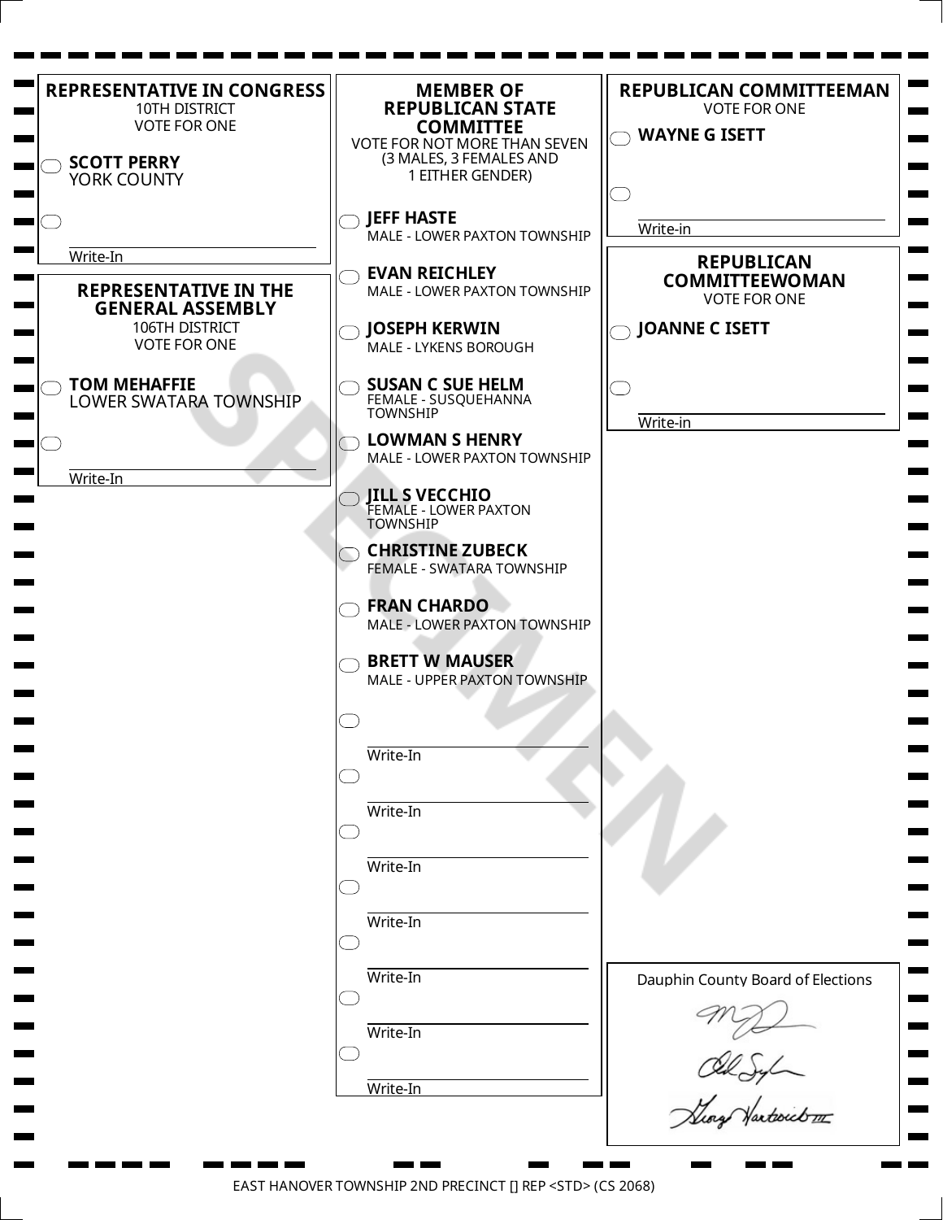## REPRESENTATIVE IN CONGRESS

10TH DISTRICT
VOTE FOR ONE

- **SCOTT PERRY**
  YORK COUNTY
- Write-In

## REPRESENTATIVE IN THE GENERAL ASSEMBLY

106TH DISTRICT
VOTE FOR ONE

- **TOM MEHAFFIE**
  LOWER SWATARA TOWNSHIP
- Write-In

## MEMBER OF REPUBLICAN STATE COMMITTEE

VOTE FOR NOT MORE THAN SEVEN
(3 MALES, 3 FEMALES AND
1 EITHER GENDER)

- **JEFF HASTE**
  MALE - LOWER PAXTON TOWNSHIP
- **EVAN REICHLEY**
  MALE - LOWER PAXTON TOWNSHIP
- **JOSEPH KERWIN**
  MALE - LYKENS BOROUGH
- **SUSAN C SUE HELM**
  FEMALE - SUSQUEHANNA TOWNSHIP
- **LOWMAN S HENRY**
  MALE - LOWER PAXTON TOWNSHIP
- **JILL S VECCHIO**
  FEMALE - LOWER PAXTON TOWNSHIP
- **CHRISTINE ZUBECK**
  FEMALE - SWATARA TOWNSHIP
- **FRAN CHARDO**
  MALE - LOWER PAXTON TOWNSHIP
- **BRETT W MAUSER**
  MALE - UPPER PAXTON TOWNSHIP
- Write-In
- Write-In
- Write-In
- Write-In
- Write-In
- Write-In
- Write-In

## REPUBLICAN COMMITTEEMAN

VOTE FOR ONE

- **WAYNE G ISETT**
- Write-in

## REPUBLICAN COMMITTEEWOMAN

VOTE FOR ONE

- **JOANNE C ISETT**
- Write-in

Dauphin County Board of Elections

SPECIMEN

EAST HANOVER TOWNSHIP 2ND PRECINCT [] REP <STD> (CS 2068)